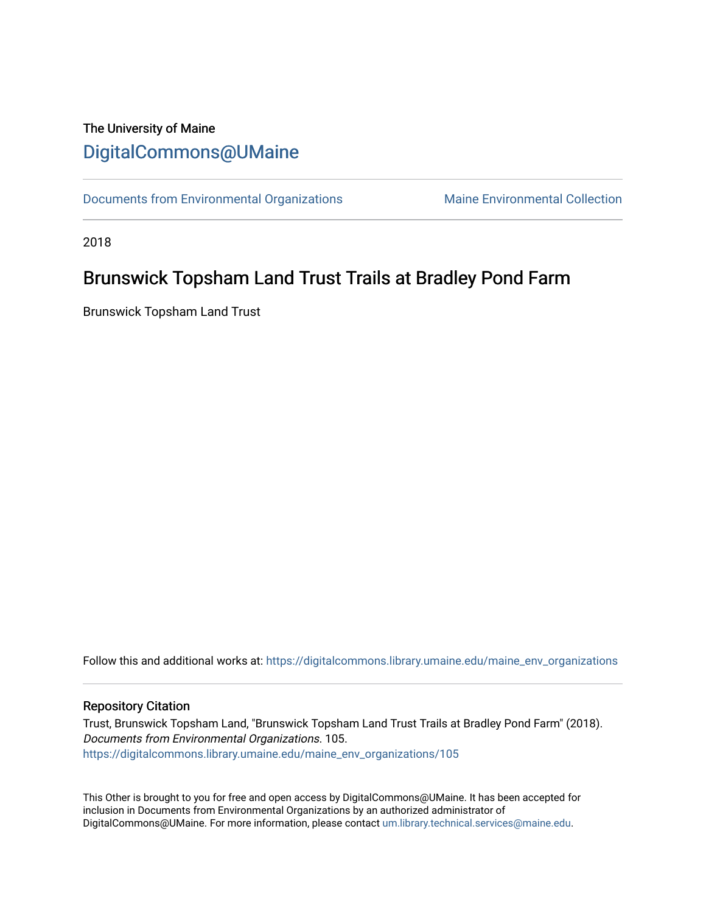The University of Maine

# DigitalCommons@UMaine

Documents from Environmental Organizations | Maine Environmental Collection

2018

## Brunswick Topsham Land Trust Trails at Bradley Pond Farm

Brunswick Topsham Land Trust

Follow this and additional works at: https://digitalcommons.library.umaine.edu/maine_env_organizations

### Repository Citation

Trust, Brunswick Topsham Land, "Brunswick Topsham Land Trust Trails at Bradley Pond Farm" (2018). *Documents from Environmental Organizations*. 105.
https://digitalcommons.library.umaine.edu/maine_env_organizations/105

This Other is brought to you for free and open access by DigitalCommons@UMaine. It has been accepted for inclusion in Documents from Environmental Organizations by an authorized administrator of DigitalCommons@UMaine. For more information, please contact um.library.technical.services@maine.edu.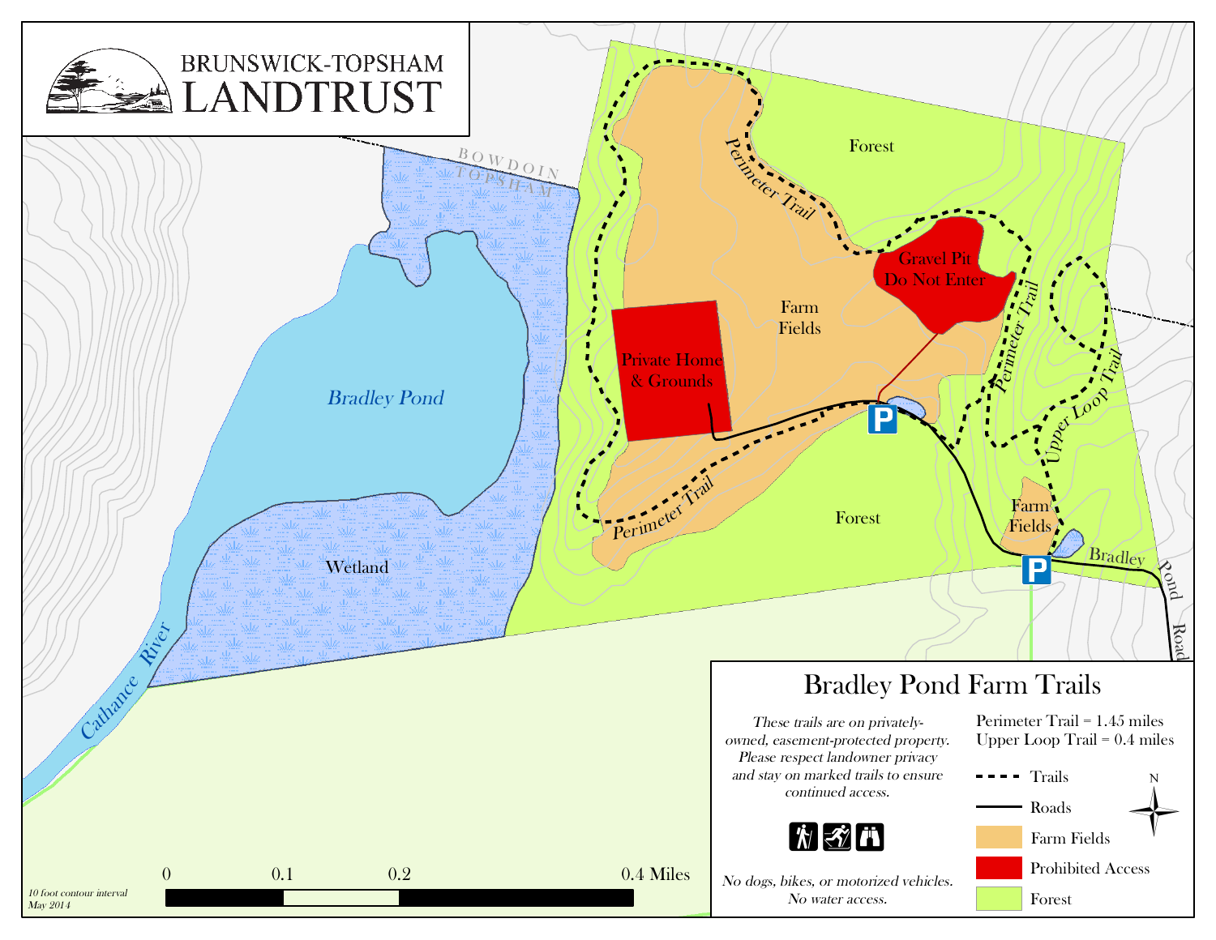BRUNSWICK-TOPSHAM LANDTRUST

BOWDOIN
TOPSHAM

Bradley Pond

Wetland

Cathance River

Perimeter Trail

Forest

Gravel Pit
Do Not Enter

Farm
Fields

Private Home
& Grounds

Perimeter Trail

Perimeter Trail

Upper Loop Trail

Forest

Farm
Fields

Bradley Pond Road

10 foot contour interval
May 2014

0 0.1 0.2 0.4 Miles

# Bradley Pond Farm Trails

*These trails are on privately-owned, easement-protected property. Please respect landowner privacy and stay on marked trails to ensure continued access.*

*No dogs, bikes, or motorized vehicles. No water access.*

Perimeter Trail = 1.45 miles
Upper Loop Trail = 0.4 miles

Trails
Roads
Farm Fields
Prohibited Access
Forest

N